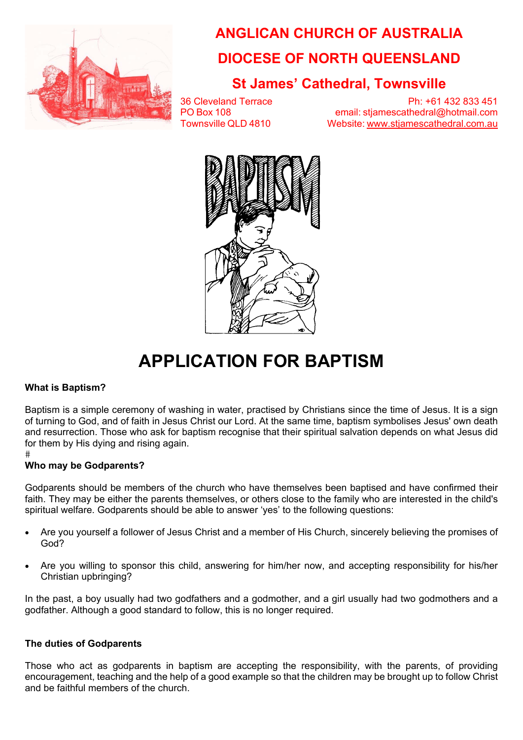# ANGLICAN CHURCH OF AUSTRALIA

## DIOCESE OF NORTH QUEENSLAND

### St James' Cathedral, Townsville

36 Cleveland Terrace
PO Box 108
Townsville QLD 4810

Ph: +61 432 833 451
email: stjamescathedral@hotmail.com
Website: www.stjamescathedral.com.au

# APPLICATION FOR BAPTISM

**What is Baptism?**

Baptism is a simple ceremony of washing in water, practised by Christians since the time of Jesus. It is a sign of turning to God, and of faith in Jesus Christ our Lord. At the same time, baptism symbolises Jesus' own death and resurrection. Those who ask for baptism recognise that their spiritual salvation depends on what Jesus did for them by His dying and rising again.
#

**Who may be Godparents?**

Godparents should be members of the church who have themselves been baptised and have confirmed their faith. They may be either the parents themselves, or others close to the family who are interested in the child's spiritual welfare. Godparents should be able to answer 'yes' to the following questions:

- Are you yourself a follower of Jesus Christ and a member of His Church, sincerely believing the promises of God?
- Are you willing to sponsor this child, answering for him/her now, and accepting responsibility for his/her Christian upbringing?

In the past, a boy usually had two godfathers and a godmother, and a girl usually had two godmothers and a godfather. Although a good standard to follow, this is no longer required.

**The duties of Godparents**

Those who act as godparents in baptism are accepting the responsibility, with the parents, of providing encouragement, teaching and the help of a good example so that the children may be brought up to follow Christ and be faithful members of the church.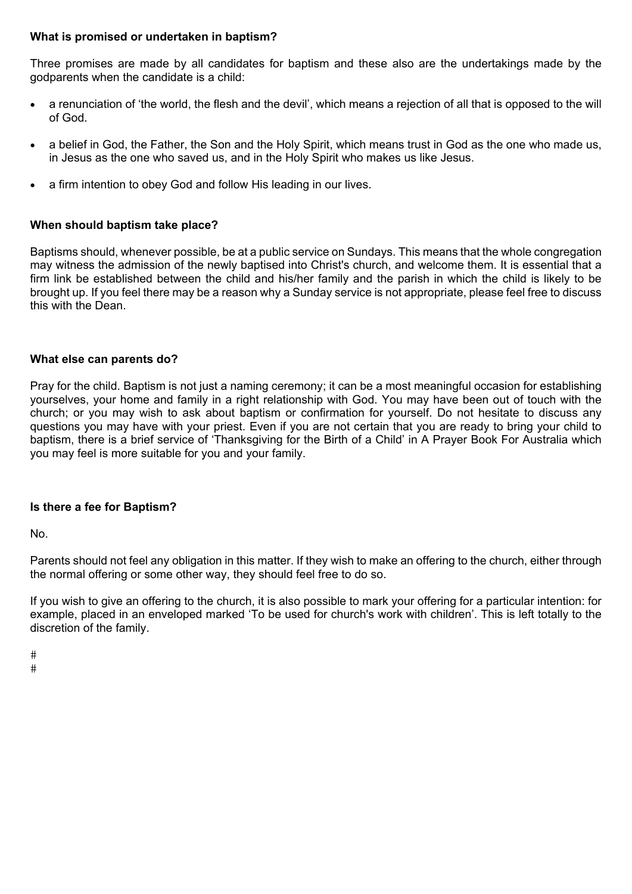**What is promised or undertaken in baptism?**

Three promises are made by all candidates for baptism and these also are the undertakings made by the godparents when the candidate is a child:

- a renunciation of 'the world, the flesh and the devil', which means a rejection of all that is opposed to the will of God.
- a belief in God, the Father, the Son and the Holy Spirit, which means trust in God as the one who made us, in Jesus as the one who saved us, and in the Holy Spirit who makes us like Jesus.
- a firm intention to obey God and follow His leading in our lives.

**When should baptism take place?**

Baptisms should, whenever possible, be at a public service on Sundays. This means that the whole congregation may witness the admission of the newly baptised into Christ's church, and welcome them. It is essential that a firm link be established between the child and his/her family and the parish in which the child is likely to be brought up. If you feel there may be a reason why a Sunday service is not appropriate, please feel free to discuss this with the Dean.

**What else can parents do?**

Pray for the child. Baptism is not just a naming ceremony; it can be a most meaningful occasion for establishing yourselves, your home and family in a right relationship with God. You may have been out of touch with the church; or you may wish to ask about baptism or confirmation for yourself. Do not hesitate to discuss any questions you may have with your priest. Even if you are not certain that you are ready to bring your child to baptism, there is a brief service of 'Thanksgiving for the Birth of a Child' in A Prayer Book For Australia which you may feel is more suitable for you and your family.

**Is there a fee for Baptism?**

No.

Parents should not feel any obligation in this matter. If they wish to make an offering to the church, either through the normal offering or some other way, they should feel free to do so.

If you wish to give an offering to the church, it is also possible to mark your offering for a particular intention: for example, placed in an enveloped marked 'To be used for church's work with children'. This is left totally to the discretion of the family.

#
#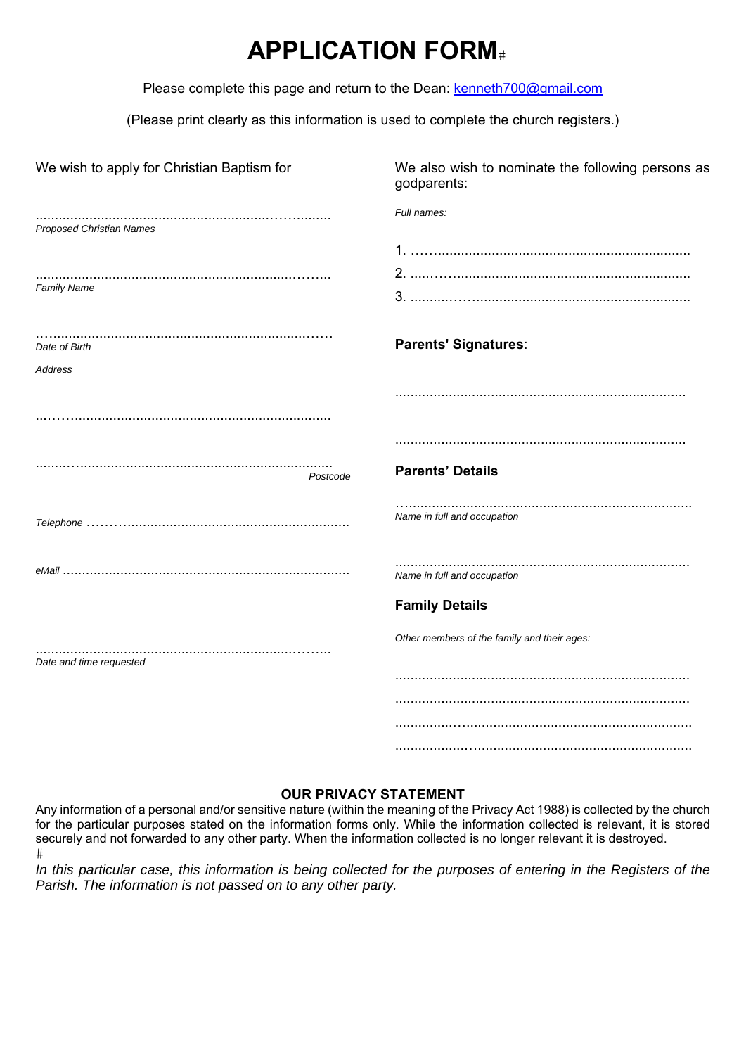# APPLICATION FORM#

Please complete this page and return to the Dean: [kenneth700@gmail.com](mailto:kenneth700@gmail.com)

(Please print clearly as this information is used to complete the church registers.)

We wish to apply for Christian Baptism for

..............................................................................

*Proposed Christian Names*

..............................................................................

*Family Name*

..............................................................................

*Date of Birth*

*Address*

..............................................................................

..............................................................................

*Postcode*

*Telephone* ..............................................................................

*eMail* ..............................................................................

..............................................................................

*Date and time requested*

We also wish to nominate the following persons as godparents:

*Full names:*

1. ..............................................................................
2. ..............................................................................
3. ..............................................................................

**Parents' Signatures**:

..............................................................................

..............................................................................

**Parents' Details**

..............................................................................

*Name in full and occupation*

..............................................................................

*Name in full and occupation*

**Family Details**

*Other members of the family and their ages:*

..............................................................................

..............................................................................

..............................................................................

..............................................................................

**OUR PRIVACY STATEMENT**

Any information of a personal and/or sensitive nature (within the meaning of the Privacy Act 1988) is collected by the church for the particular purposes stated on the information forms only. While the information collected is relevant, it is stored securely and not forwarded to any other party. When the information collected is no longer relevant it is destroyed.

#

*In this particular case, this information is being collected for the purposes of entering in the Registers of the Parish. The information is not passed on to any other party.*